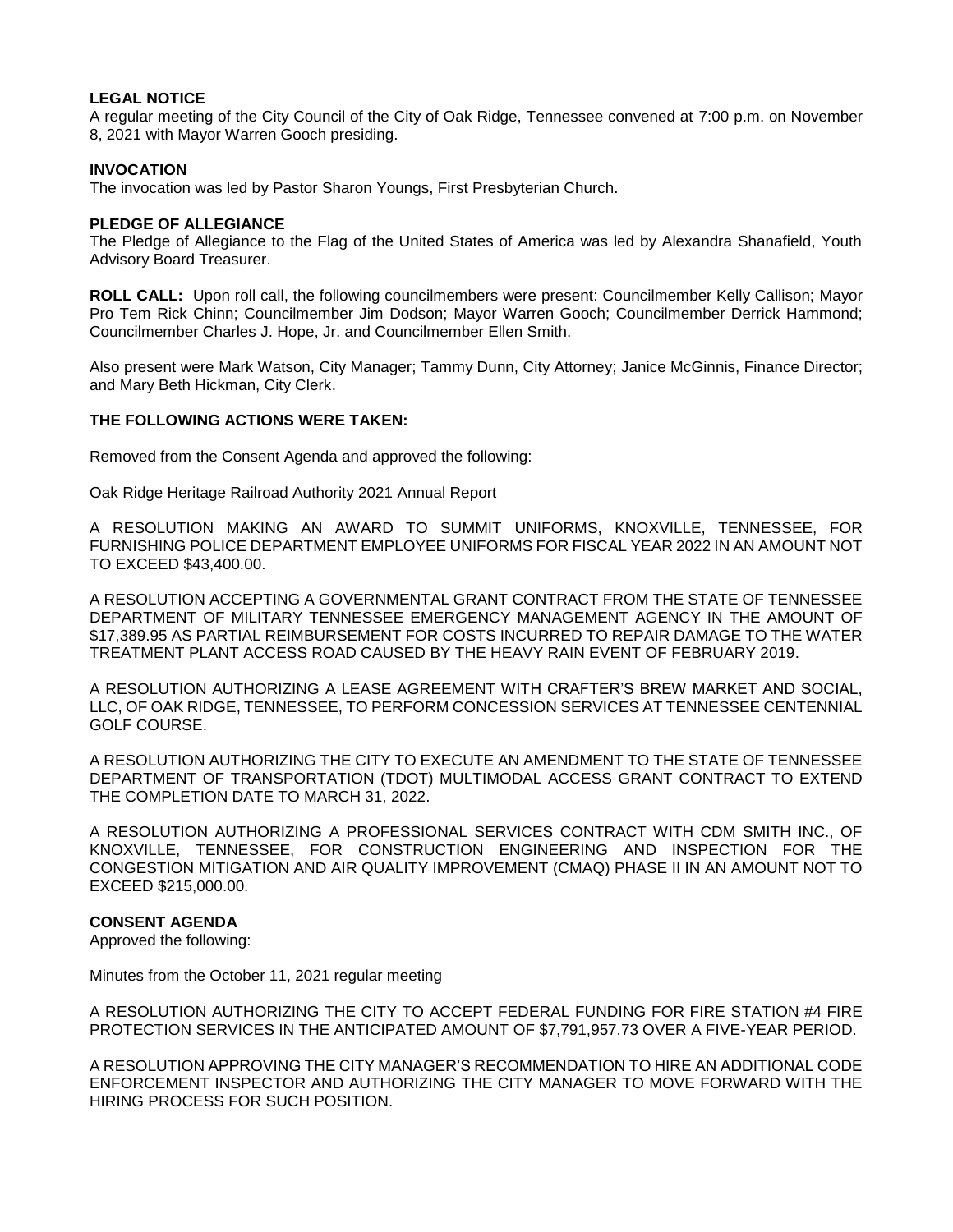**LEGAL NOTICE**
A regular meeting of the City Council of the City of Oak Ridge, Tennessee convened at 7:00 p.m. on November 8, 2021 with Mayor Warren Gooch presiding.

**INVOCATION**
The invocation was led by Pastor Sharon Youngs, First Presbyterian Church.

**PLEDGE OF ALLEGIANCE**
The Pledge of Allegiance to the Flag of the United States of America was led by Alexandra Shanafield, Youth Advisory Board Treasurer.

**ROLL CALL:** Upon roll call, the following councilmembers were present: Councilmember Kelly Callison; Mayor Pro Tem Rick Chinn; Councilmember Jim Dodson; Mayor Warren Gooch; Councilmember Derrick Hammond; Councilmember Charles J. Hope, Jr. and Councilmember Ellen Smith.

Also present were Mark Watson, City Manager; Tammy Dunn, City Attorney; Janice McGinnis, Finance Director; and Mary Beth Hickman, City Clerk.

**THE FOLLOWING ACTIONS WERE TAKEN:**

Removed from the Consent Agenda and approved the following:

Oak Ridge Heritage Railroad Authority 2021 Annual Report

A RESOLUTION MAKING AN AWARD TO SUMMIT UNIFORMS, KNOXVILLE, TENNESSEE, FOR FURNISHING POLICE DEPARTMENT EMPLOYEE UNIFORMS FOR FISCAL YEAR 2022 IN AN AMOUNT NOT TO EXCEED $43,400.00.

A RESOLUTION ACCEPTING A GOVERNMENTAL GRANT CONTRACT FROM THE STATE OF TENNESSEE DEPARTMENT OF MILITARY TENNESSEE EMERGENCY MANAGEMENT AGENCY IN THE AMOUNT OF $17,389.95 AS PARTIAL REIMBURSEMENT FOR COSTS INCURRED TO REPAIR DAMAGE TO THE WATER TREATMENT PLANT ACCESS ROAD CAUSED BY THE HEAVY RAIN EVENT OF FEBRUARY 2019.

A RESOLUTION AUTHORIZING A LEASE AGREEMENT WITH CRAFTER'S BREW MARKET AND SOCIAL, LLC, OF OAK RIDGE, TENNESSEE, TO PERFORM CONCESSION SERVICES AT TENNESSEE CENTENNIAL GOLF COURSE.

A RESOLUTION AUTHORIZING THE CITY TO EXECUTE AN AMENDMENT TO THE STATE OF TENNESSEE DEPARTMENT OF TRANSPORTATION (TDOT) MULTIMODAL ACCESS GRANT CONTRACT TO EXTEND THE COMPLETION DATE TO MARCH 31, 2022.

A RESOLUTION AUTHORIZING A PROFESSIONAL SERVICES CONTRACT WITH CDM SMITH INC., OF KNOXVILLE, TENNESSEE, FOR CONSTRUCTION ENGINEERING AND INSPECTION FOR THE CONGESTION MITIGATION AND AIR QUALITY IMPROVEMENT (CMAQ) PHASE II IN AN AMOUNT NOT TO EXCEED $215,000.00.

**CONSENT AGENDA**
Approved the following:

Minutes from the October 11, 2021 regular meeting

A RESOLUTION AUTHORIZING THE CITY TO ACCEPT FEDERAL FUNDING FOR FIRE STATION #4 FIRE PROTECTION SERVICES IN THE ANTICIPATED AMOUNT OF $7,791,957.73 OVER A FIVE-YEAR PERIOD.

A RESOLUTION APPROVING THE CITY MANAGER'S RECOMMENDATION TO HIRE AN ADDITIONAL CODE ENFORCEMENT INSPECTOR AND AUTHORIZING THE CITY MANAGER TO MOVE FORWARD WITH THE HIRING PROCESS FOR SUCH POSITION.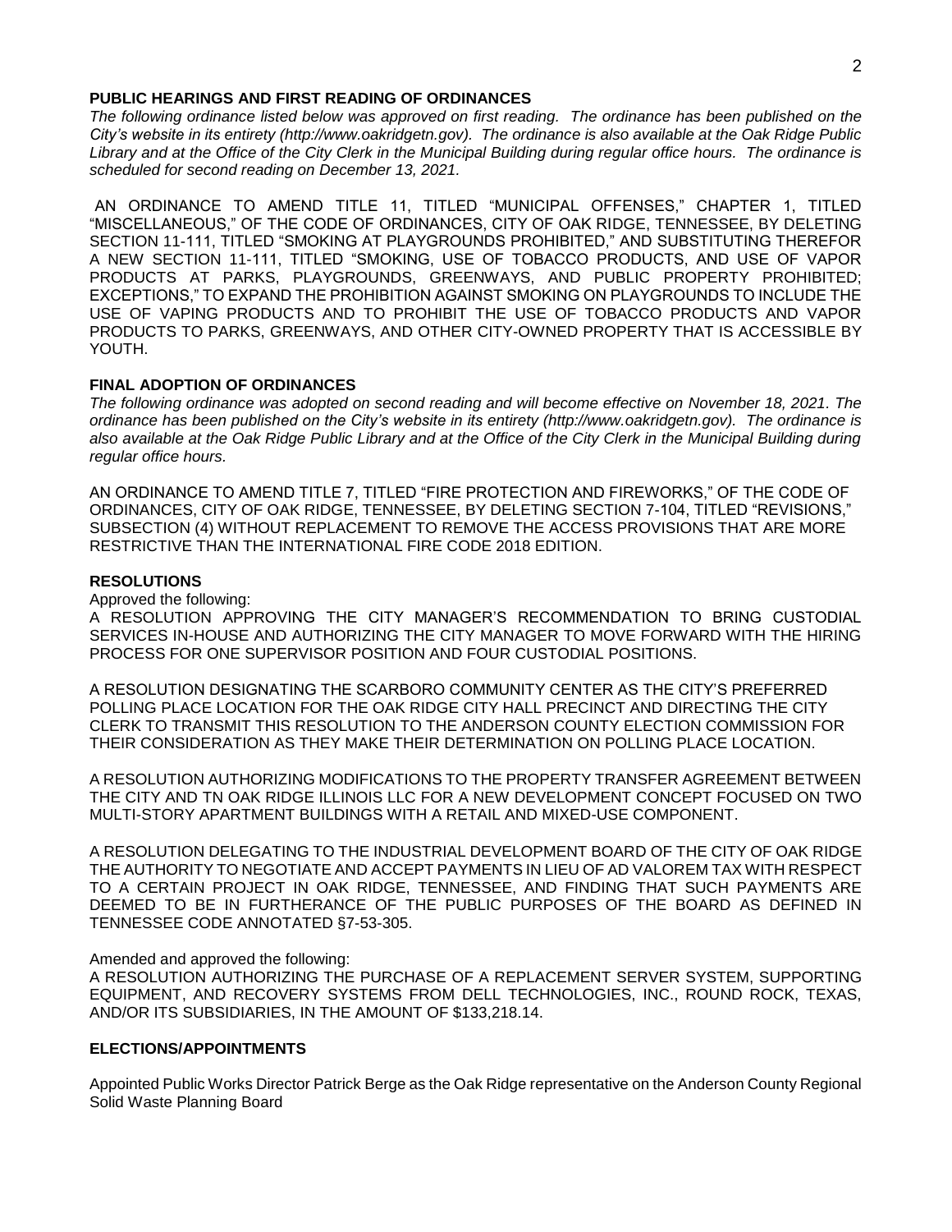## PUBLIC HEARINGS AND FIRST READING OF ORDINANCES

*The following ordinance listed below was approved on first reading. The ordinance has been published on the City's website in its entirety (http://www.oakridgetn.gov). The ordinance is also available at the Oak Ridge Public Library and at the Office of the City Clerk in the Municipal Building during regular office hours. The ordinance is scheduled for second reading on December 13, 2021.*

AN ORDINANCE TO AMEND TITLE 11, TITLED "MUNICIPAL OFFENSES," CHAPTER 1, TITLED "MISCELLANEOUS," OF THE CODE OF ORDINANCES, CITY OF OAK RIDGE, TENNESSEE, BY DELETING SECTION 11-111, TITLED "SMOKING AT PLAYGROUNDS PROHIBITED," AND SUBSTITUTING THEREFOR A NEW SECTION 11-111, TITLED "SMOKING, USE OF TOBACCO PRODUCTS, AND USE OF VAPOR PRODUCTS AT PARKS, PLAYGROUNDS, GREENWAYS, AND PUBLIC PROPERTY PROHIBITED; EXCEPTIONS," TO EXPAND THE PROHIBITION AGAINST SMOKING ON PLAYGROUNDS TO INCLUDE THE USE OF VAPING PRODUCTS AND TO PROHIBIT THE USE OF TOBACCO PRODUCTS AND VAPOR PRODUCTS TO PARKS, GREENWAYS, AND OTHER CITY-OWNED PROPERTY THAT IS ACCESSIBLE BY YOUTH.

## FINAL ADOPTION OF ORDINANCES

*The following ordinance was adopted on second reading and will become effective on November 18, 2021. The ordinance has been published on the City's website in its entirety (http://www.oakridgetn.gov). The ordinance is also available at the Oak Ridge Public Library and at the Office of the City Clerk in the Municipal Building during regular office hours.*

AN ORDINANCE TO AMEND TITLE 7, TITLED "FIRE PROTECTION AND FIREWORKS," OF THE CODE OF ORDINANCES, CITY OF OAK RIDGE, TENNESSEE, BY DELETING SECTION 7-104, TITLED "REVISIONS," SUBSECTION (4) WITHOUT REPLACEMENT TO REMOVE THE ACCESS PROVISIONS THAT ARE MORE RESTRICTIVE THAN THE INTERNATIONAL FIRE CODE 2018 EDITION.

## RESOLUTIONS

Approved the following:

A RESOLUTION APPROVING THE CITY MANAGER'S RECOMMENDATION TO BRING CUSTODIAL SERVICES IN-HOUSE AND AUTHORIZING THE CITY MANAGER TO MOVE FORWARD WITH THE HIRING PROCESS FOR ONE SUPERVISOR POSITION AND FOUR CUSTODIAL POSITIONS.

A RESOLUTION DESIGNATING THE SCARBORO COMMUNITY CENTER AS THE CITY'S PREFERRED POLLING PLACE LOCATION FOR THE OAK RIDGE CITY HALL PRECINCT AND DIRECTING THE CITY CLERK TO TRANSMIT THIS RESOLUTION TO THE ANDERSON COUNTY ELECTION COMMISSION FOR THEIR CONSIDERATION AS THEY MAKE THEIR DETERMINATION ON POLLING PLACE LOCATION.

A RESOLUTION AUTHORIZING MODIFICATIONS TO THE PROPERTY TRANSFER AGREEMENT BETWEEN THE CITY AND TN OAK RIDGE ILLINOIS LLC FOR A NEW DEVELOPMENT CONCEPT FOCUSED ON TWO MULTI-STORY APARTMENT BUILDINGS WITH A RETAIL AND MIXED-USE COMPONENT.

A RESOLUTION DELEGATING TO THE INDUSTRIAL DEVELOPMENT BOARD OF THE CITY OF OAK RIDGE THE AUTHORITY TO NEGOTIATE AND ACCEPT PAYMENTS IN LIEU OF AD VALOREM TAX WITH RESPECT TO A CERTAIN PROJECT IN OAK RIDGE, TENNESSEE, AND FINDING THAT SUCH PAYMENTS ARE DEEMED TO BE IN FURTHERANCE OF THE PUBLIC PURPOSES OF THE BOARD AS DEFINED IN TENNESSEE CODE ANNOTATED §7-53-305.

Amended and approved the following:

A RESOLUTION AUTHORIZING THE PURCHASE OF A REPLACEMENT SERVER SYSTEM, SUPPORTING EQUIPMENT, AND RECOVERY SYSTEMS FROM DELL TECHNOLOGIES, INC., ROUND ROCK, TEXAS, AND/OR ITS SUBSIDIARIES, IN THE AMOUNT OF $133,218.14.

## ELECTIONS/APPOINTMENTS

Appointed Public Works Director Patrick Berge as the Oak Ridge representative on the Anderson County Regional Solid Waste Planning Board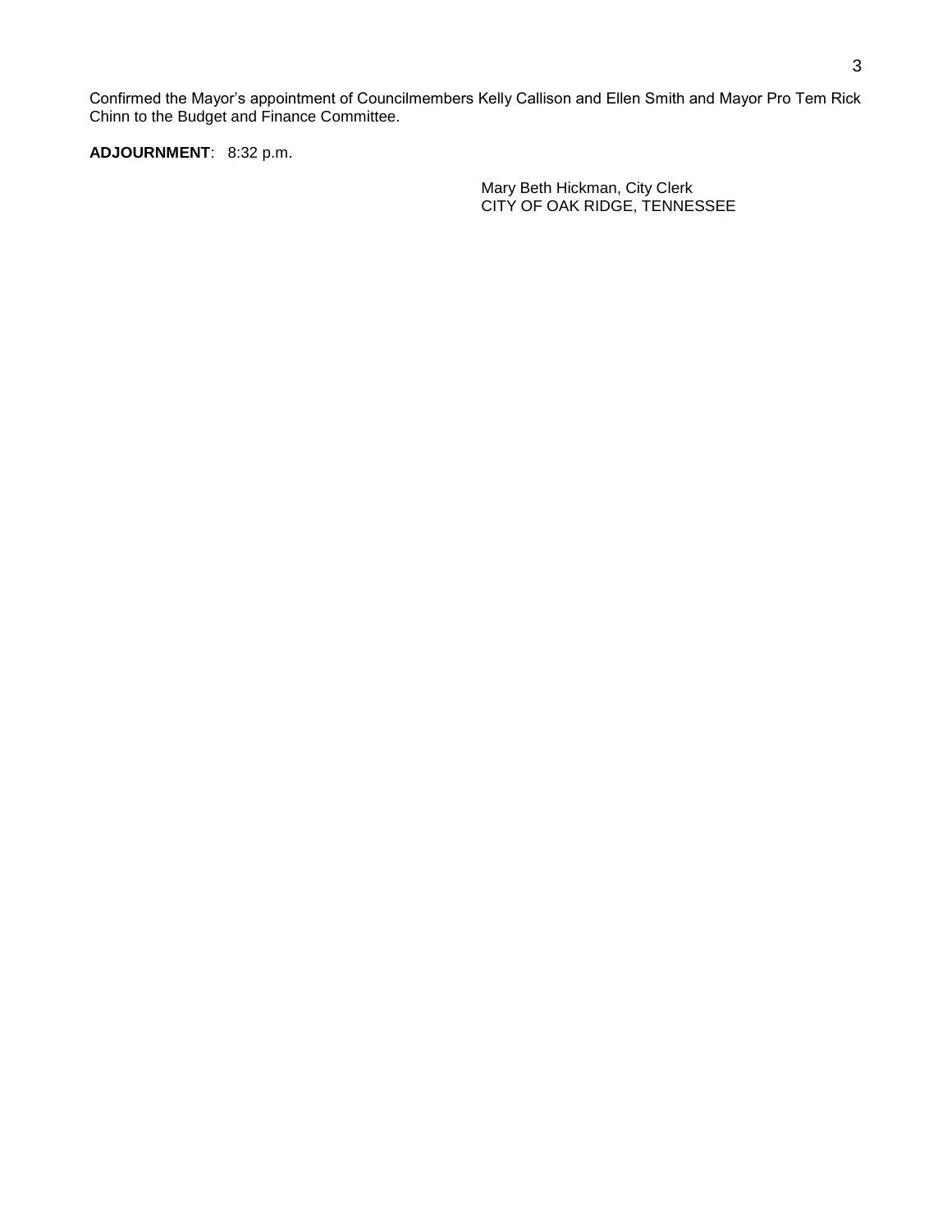Confirmed the Mayor's appointment of Councilmembers Kelly Callison and Ellen Smith and Mayor Pro Tem Rick Chinn to the Budget and Finance Committee.

**ADJOURNMENT**: 8:32 p.m.

Mary Beth Hickman, City Clerk
CITY OF OAK RIDGE, TENNESSEE